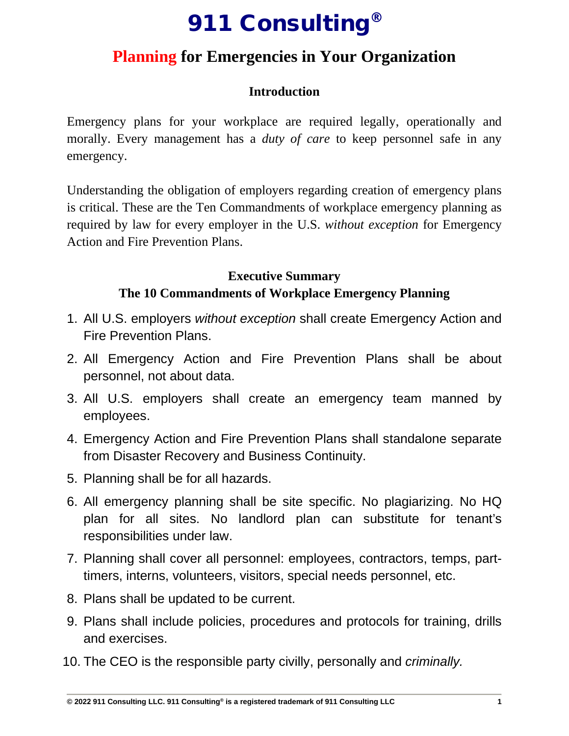# 911 Consulting®

## Planning for Emergencies in Your Organization

### Introduction

Emergency plans for your workplace are required legally, operationally and morally. Every management has a *duty of care* to keep personnel safe in any emergency.

Understanding the obligation of employers regarding creation of emergency plans is critical. These are the Ten Commandments of workplace emergency planning as required by law for every employer in the U.S. *without exception* for Emergency Action and Fire Prevention Plans.

### Executive Summary
### The 10 Commandments of Workplace Emergency Planning

1. All U.S. employers *without exception* shall create Emergency Action and Fire Prevention Plans.
2. All Emergency Action and Fire Prevention Plans shall be about personnel, not about data.
3. All U.S. employers shall create an emergency team manned by employees.
4. Emergency Action and Fire Prevention Plans shall standalone separate from Disaster Recovery and Business Continuity.
5. Planning shall be for all hazards.
6. All emergency planning shall be site specific. No plagiarizing. No HQ plan for all sites. No landlord plan can substitute for tenant's responsibilities under law.
7. Planning shall cover all personnel: employees, contractors, temps, part-timers, interns, volunteers, visitors, special needs personnel, etc.
8. Plans shall be updated to be current.
9. Plans shall include policies, procedures and protocols for training, drills and exercises.
10. The CEO is the responsible party civilly, personally and *criminally.*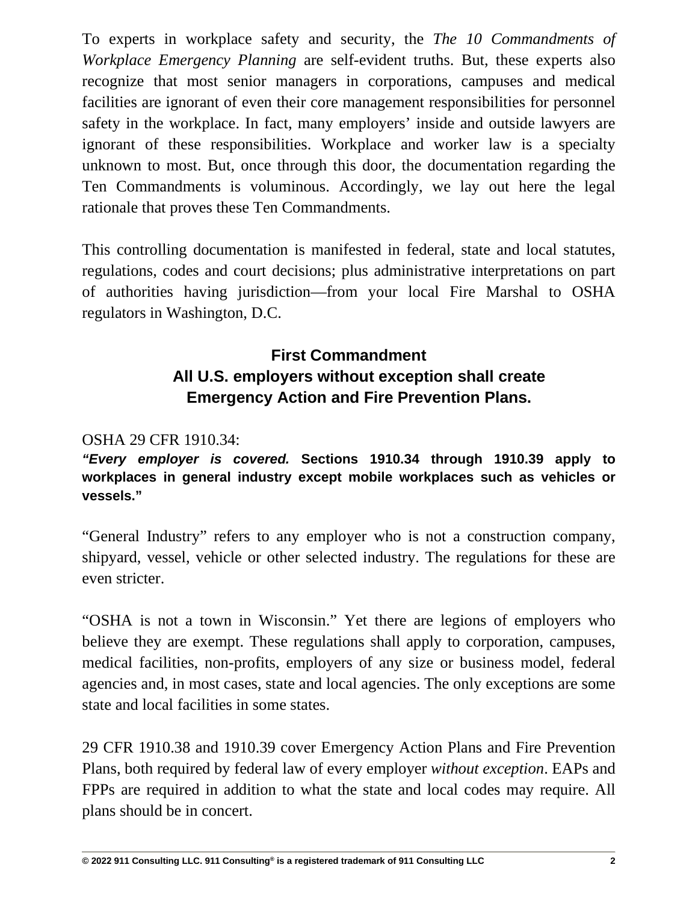To experts in workplace safety and security, the *The 10 Commandments of Workplace Emergency Planning* are self-evident truths. But, these experts also recognize that most senior managers in corporations, campuses and medical facilities are ignorant of even their core management responsibilities for personnel safety in the workplace. In fact, many employers' inside and outside lawyers are ignorant of these responsibilities. Workplace and worker law is a specialty unknown to most. But, once through this door, the documentation regarding the Ten Commandments is voluminous. Accordingly, we lay out here the legal rationale that proves these Ten Commandments.

This controlling documentation is manifested in federal, state and local statutes, regulations, codes and court decisions; plus administrative interpretations on part of authorities having jurisdiction—from your local Fire Marshal to OSHA regulators in Washington, D.C.

## First Commandment
## All U.S. employers without exception shall create Emergency Action and Fire Prevention Plans.

OSHA 29 CFR 1910.34:

***"Every employer is covered.* Sections 1910.34 through 1910.39 apply to workplaces in general industry except mobile workplaces such as vehicles or vessels."**

"General Industry" refers to any employer who is not a construction company, shipyard, vessel, vehicle or other selected industry. The regulations for these are even stricter.

"OSHA is not a town in Wisconsin." Yet there are legions of employers who believe they are exempt. These regulations shall apply to corporation, campuses, medical facilities, non-profits, employers of any size or business model, federal agencies and, in most cases, state and local agencies. The only exceptions are some state and local facilities in some states.

29 CFR 1910.38 and 1910.39 cover Emergency Action Plans and Fire Prevention Plans, both required by federal law of every employer *without exception*. EAPs and FPPs are required in addition to what the state and local codes may require. All plans should be in concert.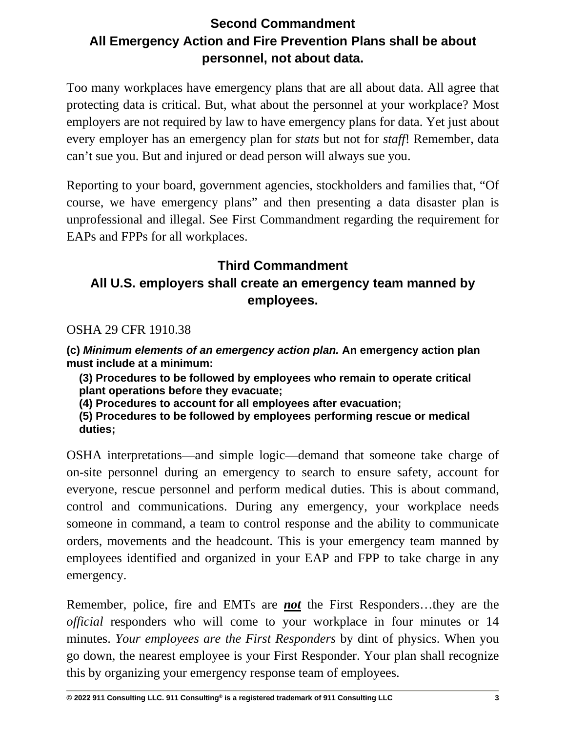## Second Commandment
## All Emergency Action and Fire Prevention Plans shall be about personnel, not about data.

Too many workplaces have emergency plans that are all about data. All agree that protecting data is critical. But, what about the personnel at your workplace? Most employers are not required by law to have emergency plans for data. Yet just about every employer has an emergency plan for *stats* but not for *staff*! Remember, data can't sue you. But and injured or dead person will always sue you.

Reporting to your board, government agencies, stockholders and families that, "Of course, we have emergency plans" and then presenting a data disaster plan is unprofessional and illegal. See First Commandment regarding the requirement for EAPs and FPPs for all workplaces.

## Third Commandment
## All U.S. employers shall create an emergency team manned by employees.

OSHA 29 CFR 1910.38

**(c)** ***Minimum elements of an emergency action plan.*** **An emergency action plan must include at a minimum:**

> **(3) Procedures to be followed by employees who remain to operate critical plant operations before they evacuate;**
> **(4) Procedures to account for all employees after evacuation;**
> **(5) Procedures to be followed by employees performing rescue or medical duties;**

OSHA interpretations—and simple logic—demand that someone take charge of on-site personnel during an emergency to search to ensure safety, account for everyone, rescue personnel and perform medical duties. This is about command, control and communications. During any emergency, your workplace needs someone in command, a team to control response and the ability to communicate orders, movements and the headcount. This is your emergency team manned by employees identified and organized in your EAP and FPP to take charge in any emergency.

Remember, police, fire and EMTs are ***not*** the First Responders…they are the *official* responders who will come to your workplace in four minutes or 14 minutes. *Your employees are the First Responders* by dint of physics. When you go down, the nearest employee is your First Responder. Your plan shall recognize this by organizing your emergency response team of employees.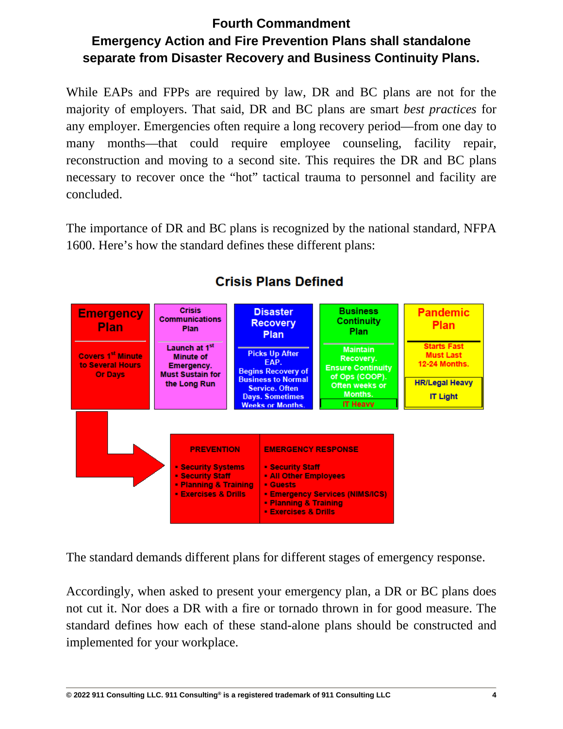## Fourth Commandment

## Emergency Action and Fire Prevention Plans shall standalone separate from Disaster Recovery and Business Continuity Plans.

While EAPs and FPPs are required by law, DR and BC plans are not for the majority of employers. That said, DR and BC plans are smart *best practices* for any employer. Emergencies often require a long recovery period—from one day to many months—that could require employee counseling, facility repair, reconstruction and moving to a second site. This requires the DR and BC plans necessary to recover once the "hot" tactical trauma to personnel and facility are concluded.

The importance of DR and BC plans is recognized by the national standard, NFPA 1600. Here's how the standard defines these different plans:

### Crisis Plans Defined

| Emergency Plan | Crisis Communications Plan | Disaster Recovery Plan | Business Continuity Plan | Pandemic Plan |
|---|---|---|---|---|
| Covers 1st Minute to Several Hours Or Days | Launch at 1st Minute of Emergency. Must Sustain for the Long Run | Picks Up After EAP. Begins Recovery of Business to Normal Service. Often Days. Sometimes Weeks or Months. | Maintain Recovery. Ensure Continuity of Ops (COOP). Often weeks or Months. IT Heavy | Starts Fast Must Last 12-24 Months. HR/Legal Heavy IT Light |

| PREVENTION | EMERGENCY RESPONSE |
|---|---|
| • Security Systems<br>• Security Staff<br>• Planning & Training<br>• Exercises & Drills | • Security Staff<br>• All Other Employees<br>• Guests<br>• Emergency Services (NIMS/ICS)<br>• Planning & Training<br>• Exercises & Drills |

The standard demands different plans for different stages of emergency response.

Accordingly, when asked to present your emergency plan, a DR or BC plans does not cut it. Nor does a DR with a fire or tornado thrown in for good measure. The standard defines how each of these stand-alone plans should be constructed and implemented for your workplace.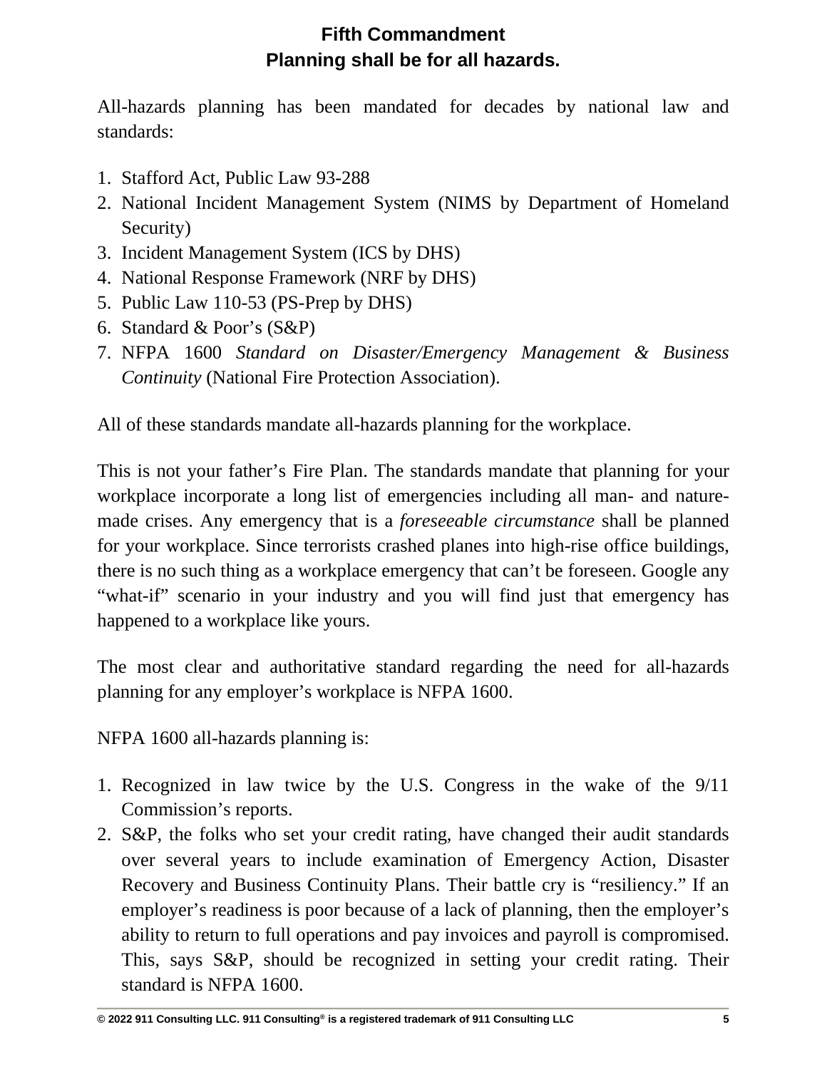## Fifth Commandment
## Planning shall be for all hazards.

All-hazards planning has been mandated for decades by national law and standards:

1. Stafford Act, Public Law 93-288
2. National Incident Management System (NIMS by Department of Homeland Security)
3. Incident Management System (ICS by DHS)
4. National Response Framework (NRF by DHS)
5. Public Law 110-53 (PS-Prep by DHS)
6. Standard & Poor's (S&P)
7. NFPA 1600 *Standard on Disaster/Emergency Management & Business Continuity* (National Fire Protection Association).

All of these standards mandate all-hazards planning for the workplace.

This is not your father's Fire Plan. The standards mandate that planning for your workplace incorporate a long list of emergencies including all man- and nature-made crises. Any emergency that is a *foreseeable circumstance* shall be planned for your workplace. Since terrorists crashed planes into high-rise office buildings, there is no such thing as a workplace emergency that can't be foreseen. Google any "what-if" scenario in your industry and you will find just that emergency has happened to a workplace like yours.

The most clear and authoritative standard regarding the need for all-hazards planning for any employer's workplace is NFPA 1600.

NFPA 1600 all-hazards planning is:

1. Recognized in law twice by the U.S. Congress in the wake of the 9/11 Commission's reports.
2. S&P, the folks who set your credit rating, have changed their audit standards over several years to include examination of Emergency Action, Disaster Recovery and Business Continuity Plans. Their battle cry is "resiliency." If an employer's readiness is poor because of a lack of planning, then the employer's ability to return to full operations and pay invoices and payroll is compromised. This, says S&P, should be recognized in setting your credit rating. Their standard is NFPA 1600.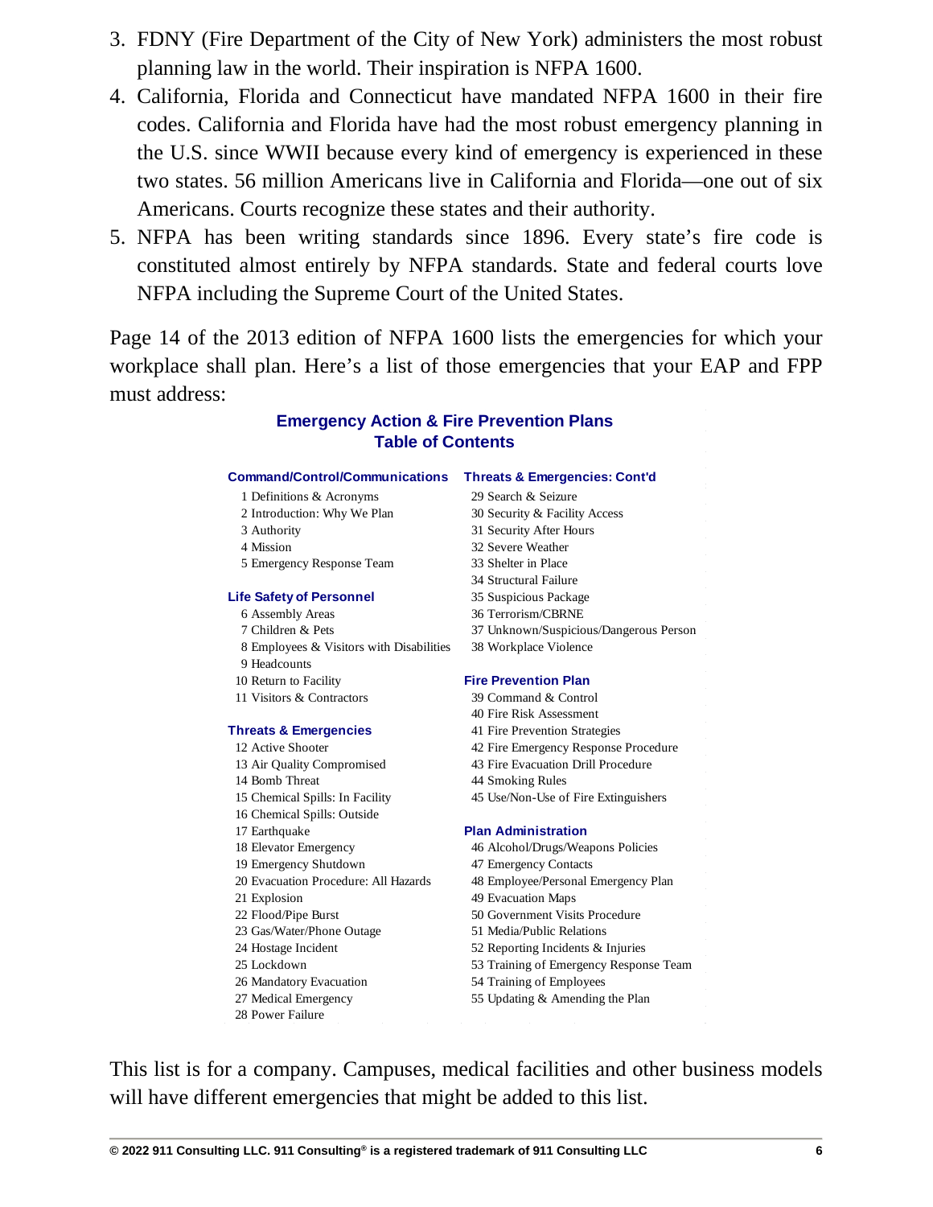3. FDNY (Fire Department of the City of New York) administers the most robust planning law in the world. Their inspiration is NFPA 1600.
4. California, Florida and Connecticut have mandated NFPA 1600 in their fire codes. California and Florida have had the most robust emergency planning in the U.S. since WWII because every kind of emergency is experienced in these two states. 56 million Americans live in California and Florida—one out of six Americans. Courts recognize these states and their authority.
5. NFPA has been writing standards since 1896. Every state's fire code is constituted almost entirely by NFPA standards. State and federal courts love NFPA including the Supreme Court of the United States.

Page 14 of the 2013 edition of NFPA 1600 lists the emergencies for which your workplace shall plan. Here's a list of those emergencies that your EAP and FPP must address:

## Emergency Action & Fire Prevention Plans
## Table of Contents

**Command/Control/Communications**

1 Definitions & Acronyms
2 Introduction: Why We Plan
3 Authority
4 Mission
5 Emergency Response Team

**Life Safety of Personnel**

6 Assembly Areas
7 Children & Pets
8 Employees & Visitors with Disabilities
9 Headcounts
10 Return to Facility
11 Visitors & Contractors

**Threats & Emergencies**

12 Active Shooter
13 Air Quality Compromised
14 Bomb Threat
15 Chemical Spills: In Facility
16 Chemical Spills: Outside
17 Earthquake
18 Elevator Emergency
19 Emergency Shutdown
20 Evacuation Procedure: All Hazards
21 Explosion
22 Flood/Pipe Burst
23 Gas/Water/Phone Outage
24 Hostage Incident
25 Lockdown
26 Mandatory Evacuation
27 Medical Emergency
28 Power Failure

**Threats & Emergencies: Cont'd**

29 Search & Seizure
30 Security & Facility Access
31 Security After Hours
32 Severe Weather
33 Shelter in Place
34 Structural Failure
35 Suspicious Package
36 Terrorism/CBRNE
37 Unknown/Suspicious/Dangerous Person
38 Workplace Violence

**Fire Prevention Plan**

39 Command & Control
40 Fire Risk Assessment
41 Fire Prevention Strategies
42 Fire Emergency Response Procedure
43 Fire Evacuation Drill Procedure
44 Smoking Rules
45 Use/Non-Use of Fire Extinguishers

**Plan Administration**

46 Alcohol/Drugs/Weapons Policies
47 Emergency Contacts
48 Employee/Personal Emergency Plan
49 Evacuation Maps
50 Government Visits Procedure
51 Media/Public Relations
52 Reporting Incidents & Injuries
53 Training of Emergency Response Team
54 Training of Employees
55 Updating & Amending the Plan

This list is for a company. Campuses, medical facilities and other business models will have different emergencies that might be added to this list.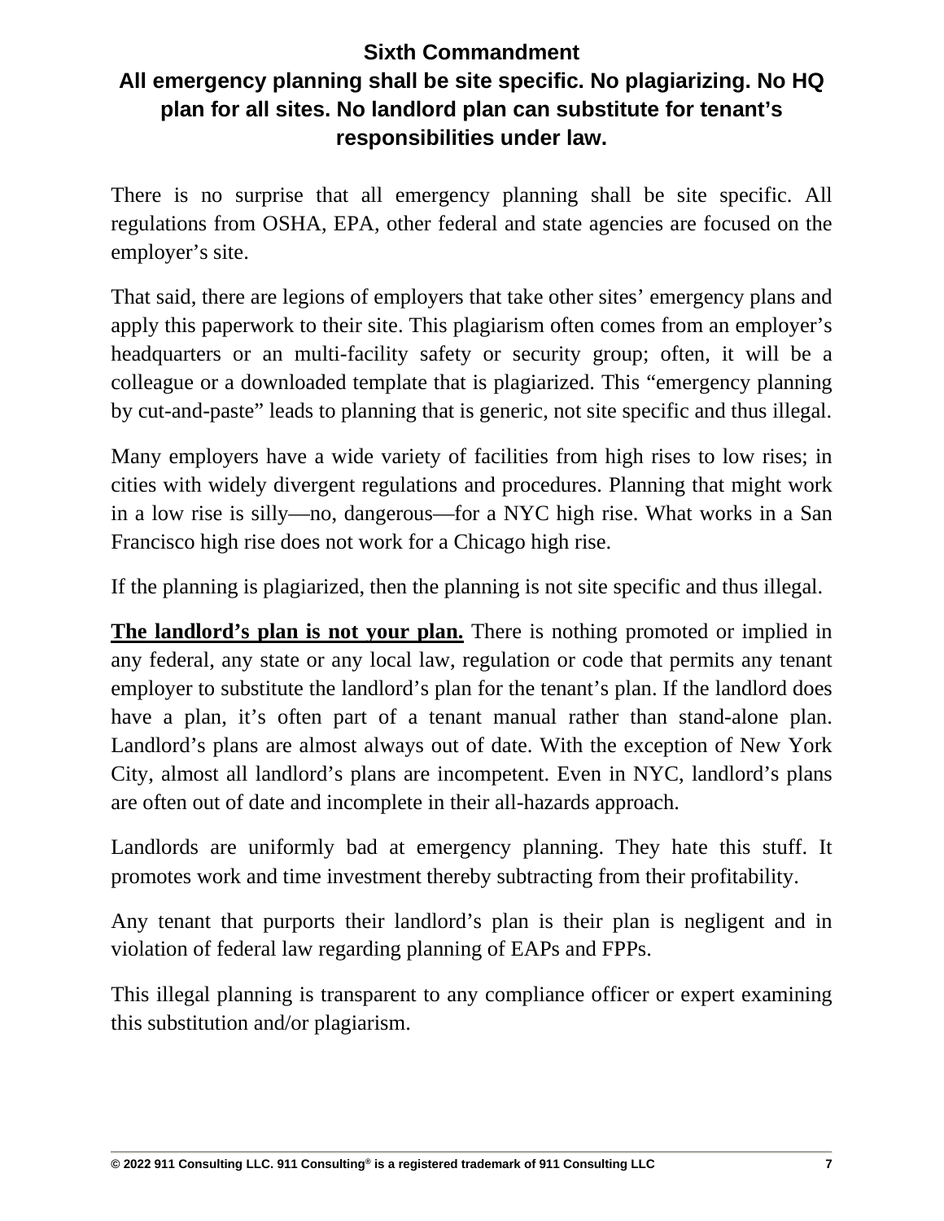## Sixth Commandment
## All emergency planning shall be site specific. No plagiarizing. No HQ plan for all sites. No landlord plan can substitute for tenant's responsibilities under law.

There is no surprise that all emergency planning shall be site specific. All regulations from OSHA, EPA, other federal and state agencies are focused on the employer's site.

That said, there are legions of employers that take other sites' emergency plans and apply this paperwork to their site. This plagiarism often comes from an employer's headquarters or an multi-facility safety or security group; often, it will be a colleague or a downloaded template that is plagiarized. This "emergency planning by cut-and-paste" leads to planning that is generic, not site specific and thus illegal.

Many employers have a wide variety of facilities from high rises to low rises; in cities with widely divergent regulations and procedures. Planning that might work in a low rise is silly—no, dangerous—for a NYC high rise. What works in a San Francisco high rise does not work for a Chicago high rise.

If the planning is plagiarized, then the planning is not site specific and thus illegal.

**The landlord's plan is not your plan.** There is nothing promoted or implied in any federal, any state or any local law, regulation or code that permits any tenant employer to substitute the landlord's plan for the tenant's plan. If the landlord does have a plan, it's often part of a tenant manual rather than stand-alone plan. Landlord's plans are almost always out of date. With the exception of New York City, almost all landlord's plans are incompetent. Even in NYC, landlord's plans are often out of date and incomplete in their all-hazards approach.

Landlords are uniformly bad at emergency planning. They hate this stuff. It promotes work and time investment thereby subtracting from their profitability.

Any tenant that purports their landlord's plan is their plan is negligent and in violation of federal law regarding planning of EAPs and FPPs.

This illegal planning is transparent to any compliance officer or expert examining this substitution and/or plagiarism.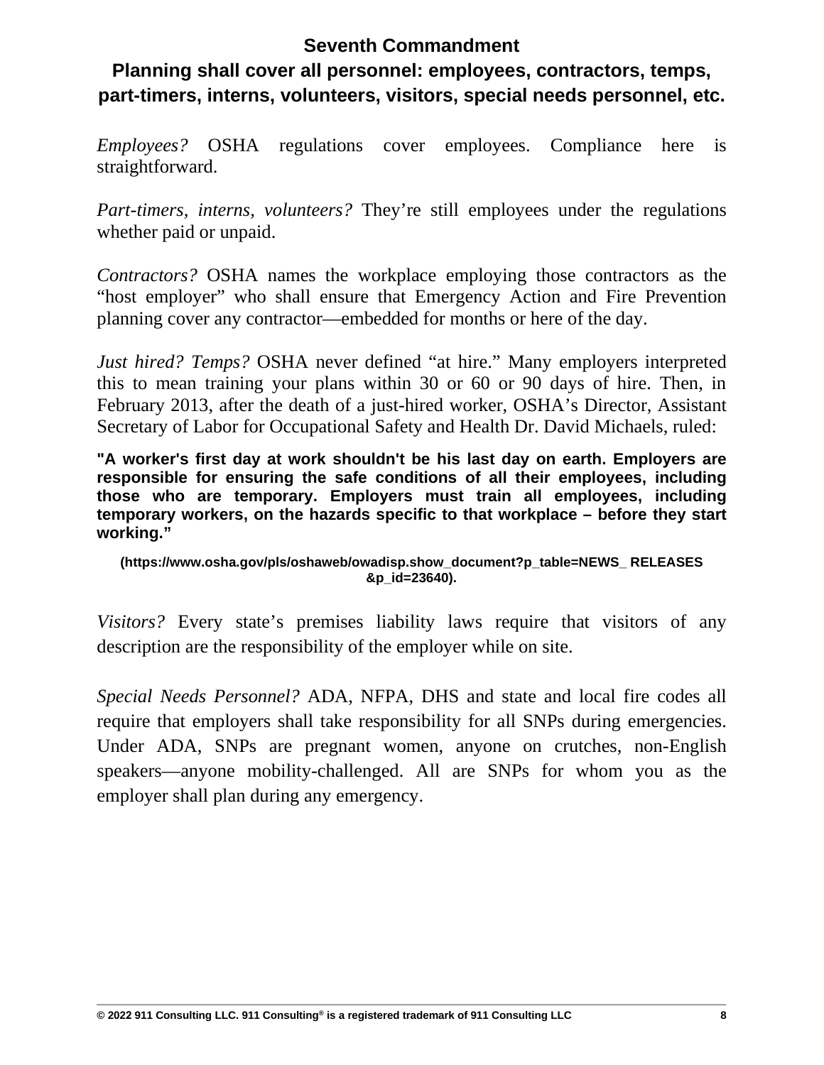## Seventh Commandment

## Planning shall cover all personnel: employees, contractors, temps, part-timers, interns, volunteers, visitors, special needs personnel, etc.

*Employees?* OSHA regulations cover employees. Compliance here is straightforward.

*Part-timers, interns, volunteers?* They're still employees under the regulations whether paid or unpaid.

*Contractors?* OSHA names the workplace employing those contractors as the "host employer" who shall ensure that Emergency Action and Fire Prevention planning cover any contractor—embedded for months or here of the day.

*Just hired? Temps?* OSHA never defined "at hire." Many employers interpreted this to mean training your plans within 30 or 60 or 90 days of hire. Then, in February 2013, after the death of a just-hired worker, OSHA's Director, Assistant Secretary of Labor for Occupational Safety and Health Dr. David Michaels, ruled:

**"A worker's first day at work shouldn't be his last day on earth. Employers are responsible for ensuring the safe conditions of all their employees, including those who are temporary. Employers must train all employees, including temporary workers, on the hazards specific to that workplace – before they start working."**

**(https://www.osha.gov/pls/oshaweb/owadisp.show_document?p_table=NEWS_ RELEASES &p_id=23640).**

*Visitors?* Every state's premises liability laws require that visitors of any description are the responsibility of the employer while on site.

*Special Needs Personnel?* ADA, NFPA, DHS and state and local fire codes all require that employers shall take responsibility for all SNPs during emergencies. Under ADA, SNPs are pregnant women, anyone on crutches, non-English speakers—anyone mobility-challenged. All are SNPs for whom you as the employer shall plan during any emergency.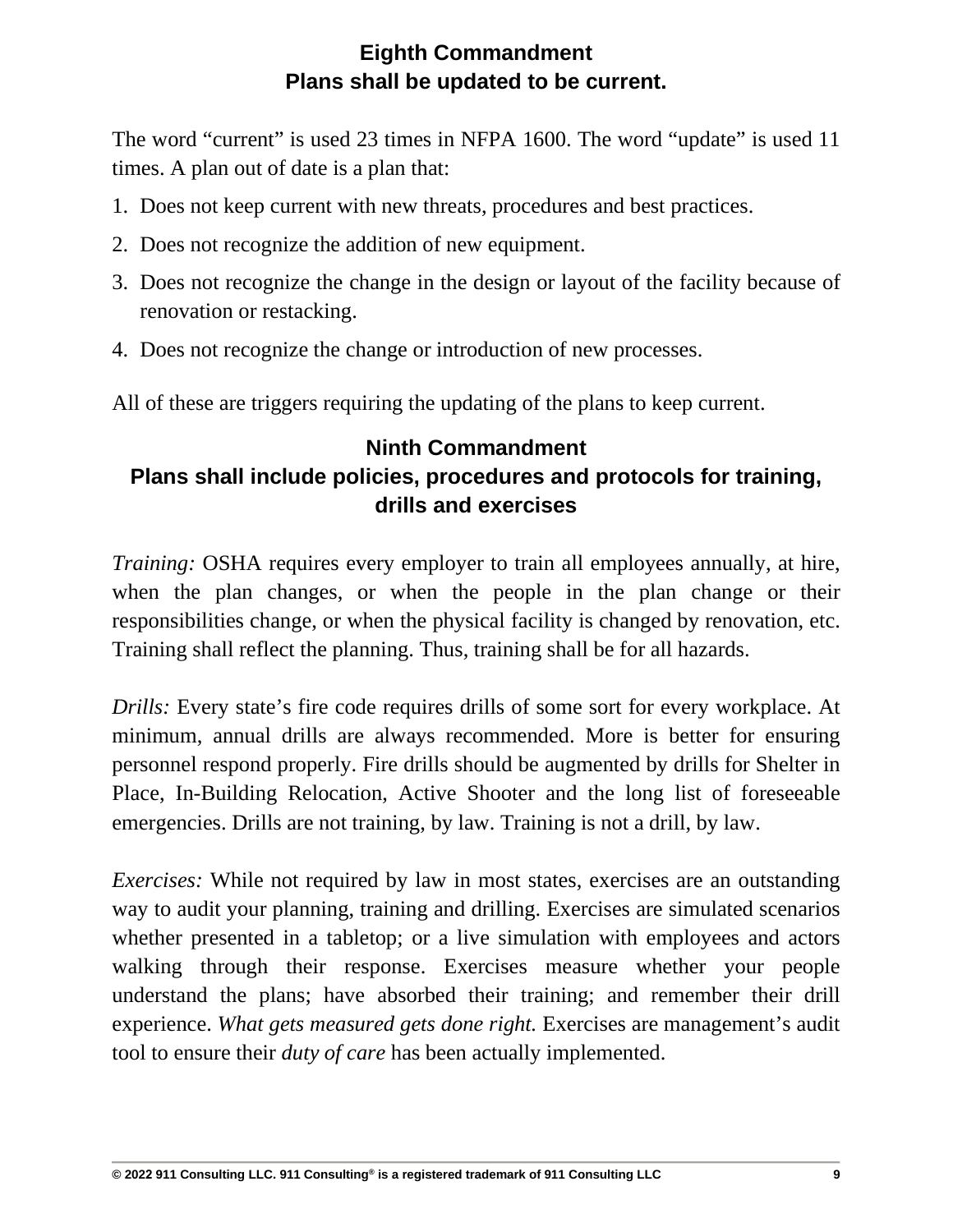## Eighth Commandment
## Plans shall be updated to be current.

The word "current" is used 23 times in NFPA 1600. The word "update" is used 11 times. A plan out of date is a plan that:

1. Does not keep current with new threats, procedures and best practices.
2. Does not recognize the addition of new equipment.
3. Does not recognize the change in the design or layout of the facility because of renovation or restacking.
4. Does not recognize the change or introduction of new processes.

All of these are triggers requiring the updating of the plans to keep current.

## Ninth Commandment
## Plans shall include policies, procedures and protocols for training, drills and exercises

*Training:* OSHA requires every employer to train all employees annually, at hire, when the plan changes, or when the people in the plan change or their responsibilities change, or when the physical facility is changed by renovation, etc. Training shall reflect the planning. Thus, training shall be for all hazards.

*Drills:* Every state's fire code requires drills of some sort for every workplace. At minimum, annual drills are always recommended. More is better for ensuring personnel respond properly. Fire drills should be augmented by drills for Shelter in Place, In-Building Relocation, Active Shooter and the long list of foreseeable emergencies. Drills are not training, by law. Training is not a drill, by law.

*Exercises:* While not required by law in most states, exercises are an outstanding way to audit your planning, training and drilling. Exercises are simulated scenarios whether presented in a tabletop; or a live simulation with employees and actors walking through their response. Exercises measure whether your people understand the plans; have absorbed their training; and remember their drill experience. *What gets measured gets done right.* Exercises are management's audit tool to ensure their *duty of care* has been actually implemented.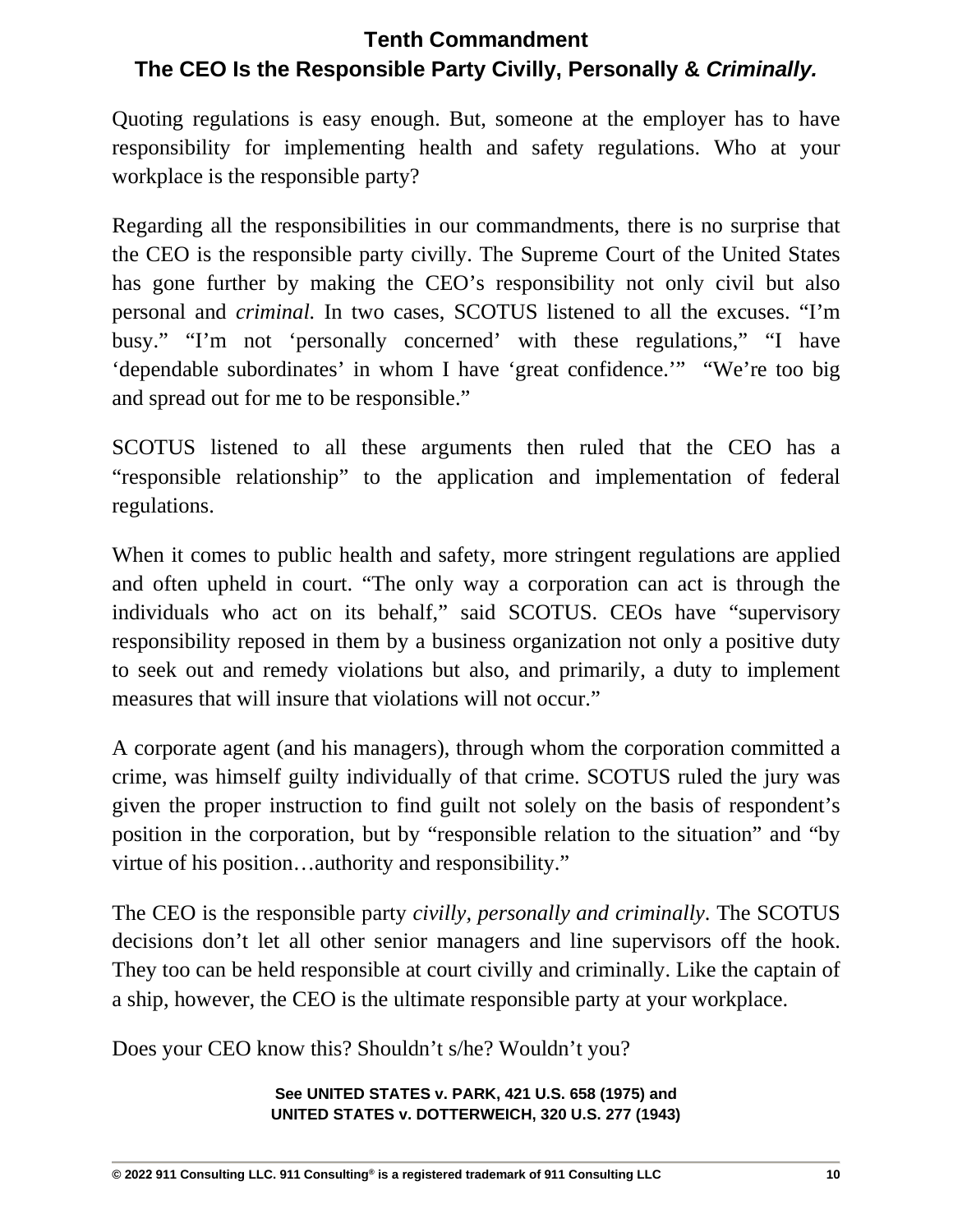# Tenth Commandment
# The CEO Is the Responsible Party Civilly, Personally & *Criminally.*

Quoting regulations is easy enough. But, someone at the employer has to have responsibility for implementing health and safety regulations. Who at your workplace is the responsible party?

Regarding all the responsibilities in our commandments, there is no surprise that the CEO is the responsible party civilly. The Supreme Court of the United States has gone further by making the CEO's responsibility not only civil but also personal and *criminal.* In two cases, SCOTUS listened to all the excuses. "I'm busy." "I'm not 'personally concerned' with these regulations," "I have 'dependable subordinates' in whom I have 'great confidence.'" "We're too big and spread out for me to be responsible."

SCOTUS listened to all these arguments then ruled that the CEO has a "responsible relationship" to the application and implementation of federal regulations.

When it comes to public health and safety, more stringent regulations are applied and often upheld in court. "The only way a corporation can act is through the individuals who act on its behalf," said SCOTUS. CEOs have "supervisory responsibility reposed in them by a business organization not only a positive duty to seek out and remedy violations but also, and primarily, a duty to implement measures that will insure that violations will not occur."

A corporate agent (and his managers), through whom the corporation committed a crime, was himself guilty individually of that crime. SCOTUS ruled the jury was given the proper instruction to find guilt not solely on the basis of respondent's position in the corporation, but by "responsible relation to the situation" and "by virtue of his position…authority and responsibility."

The CEO is the responsible party *civilly, personally and criminally*. The SCOTUS decisions don't let all other senior managers and line supervisors off the hook. They too can be held responsible at court civilly and criminally. Like the captain of a ship, however, the CEO is the ultimate responsible party at your workplace.

Does your CEO know this? Shouldn't s/he? Wouldn't you?

**See UNITED STATES v. PARK, 421 U.S. 658 (1975) and UNITED STATES v. DOTTERWEICH, 320 U.S. 277 (1943)**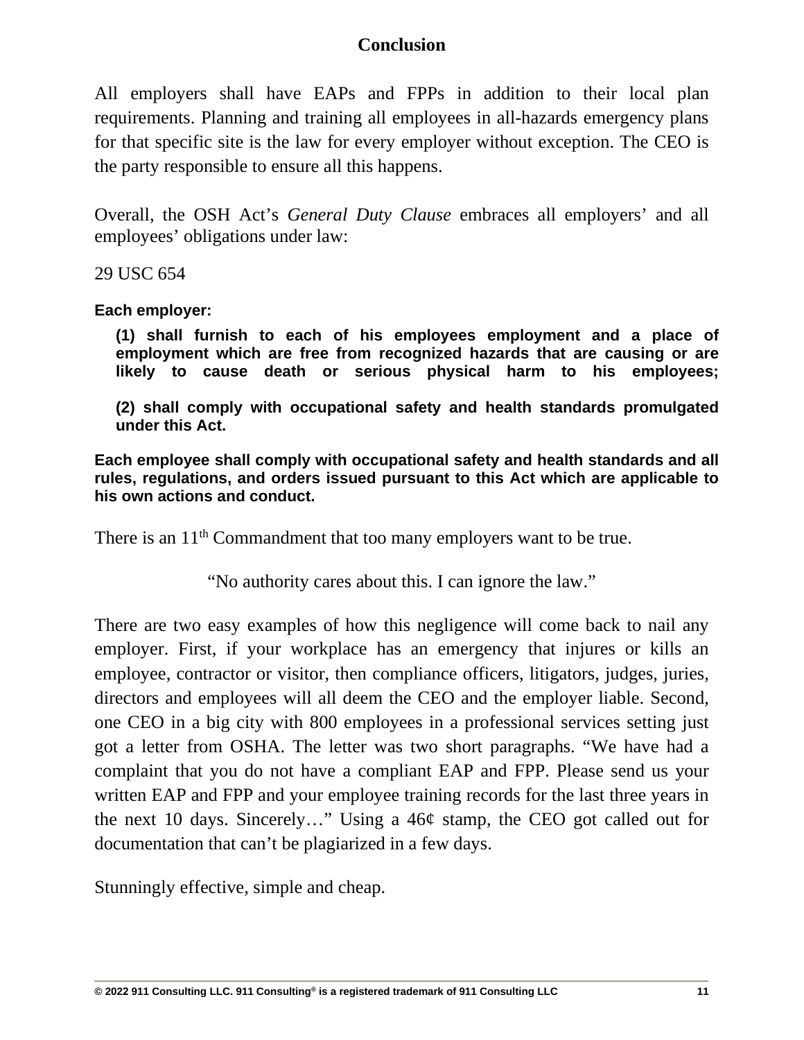## Conclusion

All employers shall have EAPs and FPPs in addition to their local plan requirements. Planning and training all employees in all-hazards emergency plans for that specific site is the law for every employer without exception. The CEO is the party responsible to ensure all this happens.

Overall, the OSH Act's *General Duty Clause* embraces all employers' and all employees' obligations under law:

29 USC 654

**Each employer:**

> **(1) shall furnish to each of his employees employment and a place of employment which are free from recognized hazards that are causing or are likely to cause death or serious physical harm to his employees;**
>
> **(2) shall comply with occupational safety and health standards promulgated under this Act.**

**Each employee shall comply with occupational safety and health standards and all rules, regulations, and orders issued pursuant to this Act which are applicable to his own actions and conduct.**

There is an 11th Commandment that too many employers want to be true.

"No authority cares about this. I can ignore the law."

There are two easy examples of how this negligence will come back to nail any employer. First, if your workplace has an emergency that injures or kills an employee, contractor or visitor, then compliance officers, litigators, judges, juries, directors and employees will all deem the CEO and the employer liable. Second, one CEO in a big city with 800 employees in a professional services setting just got a letter from OSHA. The letter was two short paragraphs. "We have had a complaint that you do not have a compliant EAP and FPP. Please send us your written EAP and FPP and your employee training records for the last three years in the next 10 days. Sincerely…" Using a 46¢ stamp, the CEO got called out for documentation that can't be plagiarized in a few days.

Stunningly effective, simple and cheap.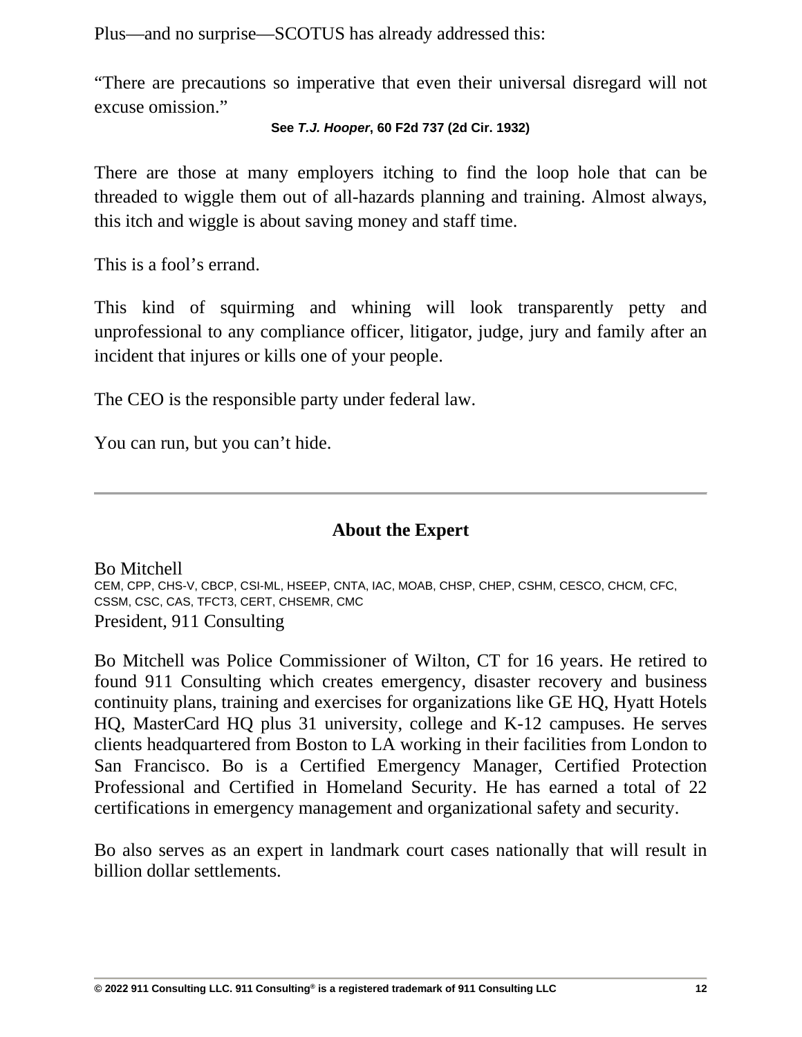Plus—and no surprise—SCOTUS has already addressed this:

"There are precautions so imperative that even their universal disregard will not excuse omission."

**See *T.J. Hooper*, 60 F2d 737 (2d Cir. 1932)**

There are those at many employers itching to find the loop hole that can be threaded to wiggle them out of all-hazards planning and training. Almost always, this itch and wiggle is about saving money and staff time.

This is a fool's errand.

This kind of squirming and whining will look transparently petty and unprofessional to any compliance officer, litigator, judge, jury and family after an incident that injures or kills one of your people.

The CEO is the responsible party under federal law.

You can run, but you can't hide.

---

## About the Expert

Bo Mitchell
CEM, CPP, CHS-V, CBCP, CSI-ML, HSEEP, CNTA, IAC, MOAB, CHSP, CHEP, CSHM, CESCO, CHCM, CFC, CSSM, CSC, CAS, TFCT3, CERT, CHSEMR, CMC
President, 911 Consulting

Bo Mitchell was Police Commissioner of Wilton, CT for 16 years. He retired to found 911 Consulting which creates emergency, disaster recovery and business continuity plans, training and exercises for organizations like GE HQ, Hyatt Hotels HQ, MasterCard HQ plus 31 university, college and K-12 campuses. He serves clients headquartered from Boston to LA working in their facilities from London to San Francisco. Bo is a Certified Emergency Manager, Certified Protection Professional and Certified in Homeland Security. He has earned a total of 22 certifications in emergency management and organizational safety and security.

Bo also serves as an expert in landmark court cases nationally that will result in billion dollar settlements.

**© 2022 911 Consulting LLC. 911 Consulting® is a registered trademark of 911 Consulting LLC**